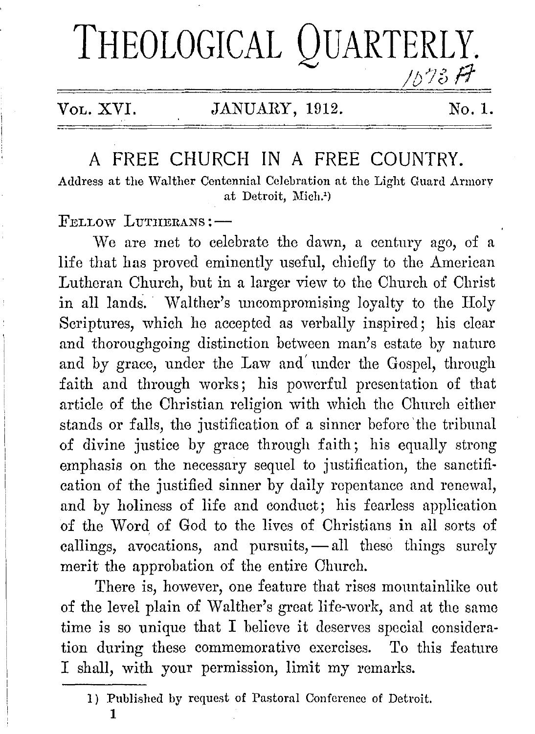# THEOLOGICAL QUARTERLY.

Vol. XVI. JANUARY, 1912. No. 1.

## A FREE CHURCH IN A FREE COUNTRY.

Address at the Walther Centennial Celebration at the Light Guard Armory at Detroit, Mich.[1])

Fellow Lutherans: —

We are met to celebrate the dawn, a century ago, of a life that has proved eminently useful, chiefly to the American Lutheran Church, but in a larger view to the Church of Christ in all lands. Walther's uncompromising loyalty to the Holy Scriptures, which he accepted as verbally inspired; his clear and thoroughgoing distinction between man's estate by nature and by grace, under the Law and under the Gospel, through faith and through works; his powerful presentation of that article of the Christian religion with which the Church either stands or falls, the justification of a sinner before the tribunal of divine justice by grace through faith; his equally strong emphasis on the necessary sequel to justification, the sanctification of the justified sinner by daily repentance and renewal, and by holiness of life and conduct; his fearless application of the Word of God to the lives of Christians in all sorts of callings, avocations, and pursuits, — all these things surely merit the approbation of the entire Church.

There is, however, one feature that rises mountainlike out of the level plain of Walther's great life-work, and at the same time is so unique that I believe it deserves special consideration during these commemorative exercises. To this feature I shall, with your permission, limit my remarks.

---

1) Published by request of Pastoral Conference of Detroit.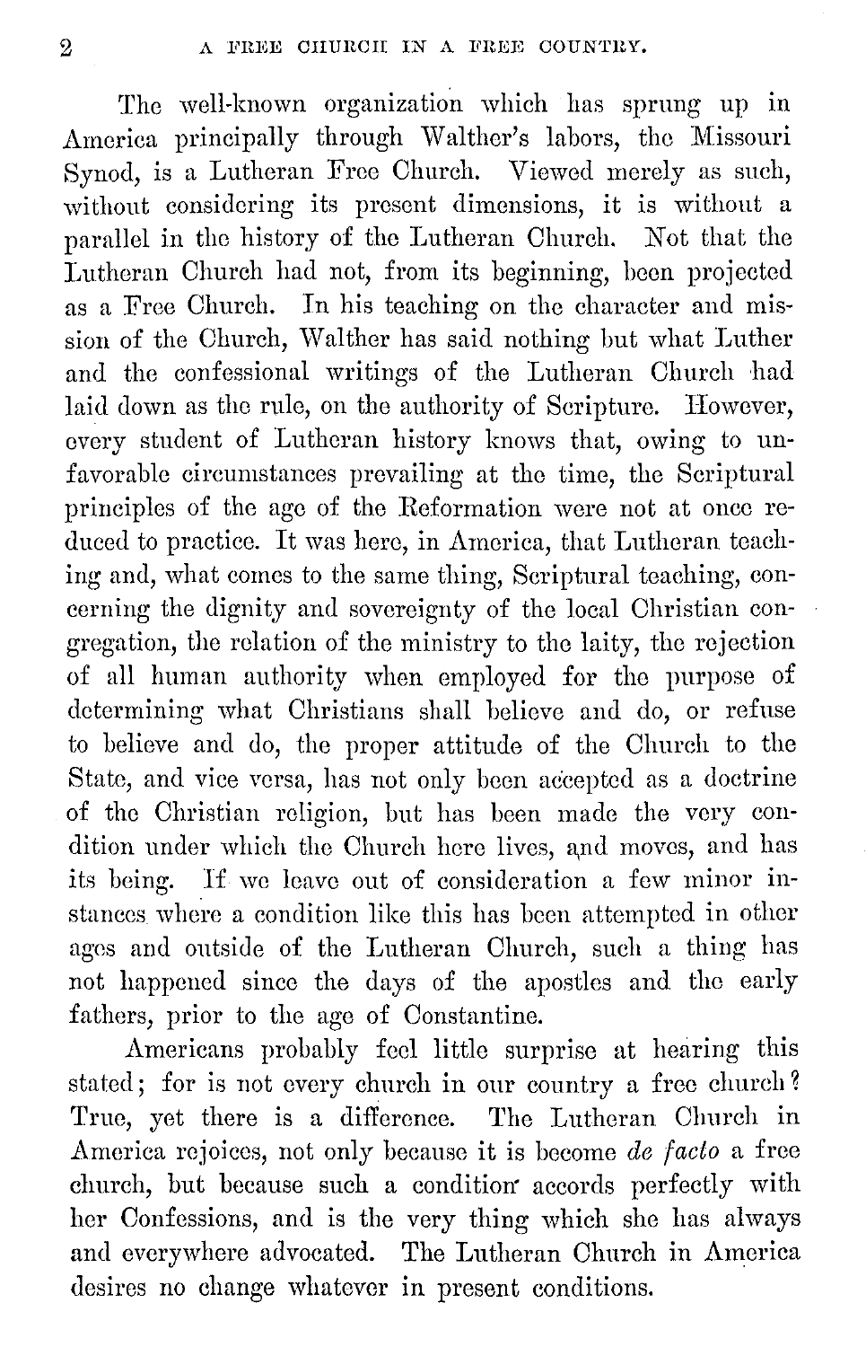The well-known organization which has sprung up in America principally through Walther's labors, the Missouri Synod, is a Lutheran Free Church. Viewed merely as such, without considering its present dimensions, it is without a parallel in the history of the Lutheran Church. Not that the Lutheran Church had not, from its beginning, been projected as a Free Church. In his teaching on the character and mission of the Church, Walther has said nothing but what Luther and the confessional writings of the Lutheran Church had laid down as the rule, on the authority of Scripture. However, every student of Lutheran history knows that, owing to unfavorable circumstances prevailing at the time, the Scriptural principles of the age of the Reformation were not at once reduced to practice. It was here, in America, that Lutheran teaching and, what comes to the same thing, Scriptural teaching, concerning the dignity and sovereignty of the local Christian congregation, the relation of the ministry to the laity, the rejection of all human authority when employed for the purpose of determining what Christians shall believe and do, or refuse to believe and do, the proper attitude of the Church to the State, and vice versa, has not only been accepted as a doctrine of the Christian religion, but has been made the very condition under which the Church here lives, and moves, and has its being. If we leave out of consideration a few minor instances where a condition like this has been attempted in other ages and outside of the Lutheran Church, such a thing has not happened since the days of the apostles and the early fathers, prior to the age of Constantine.

Americans probably feel little surprise at hearing this stated; for is not every church in our country a free church? True, yet there is a difference. The Lutheran Church in America rejoices, not only because it is become *de facto* a free church, but because such a condition accords perfectly with her Confessions, and is the very thing which she has always and everywhere advocated. The Lutheran Church in America desires no change whatever in present conditions.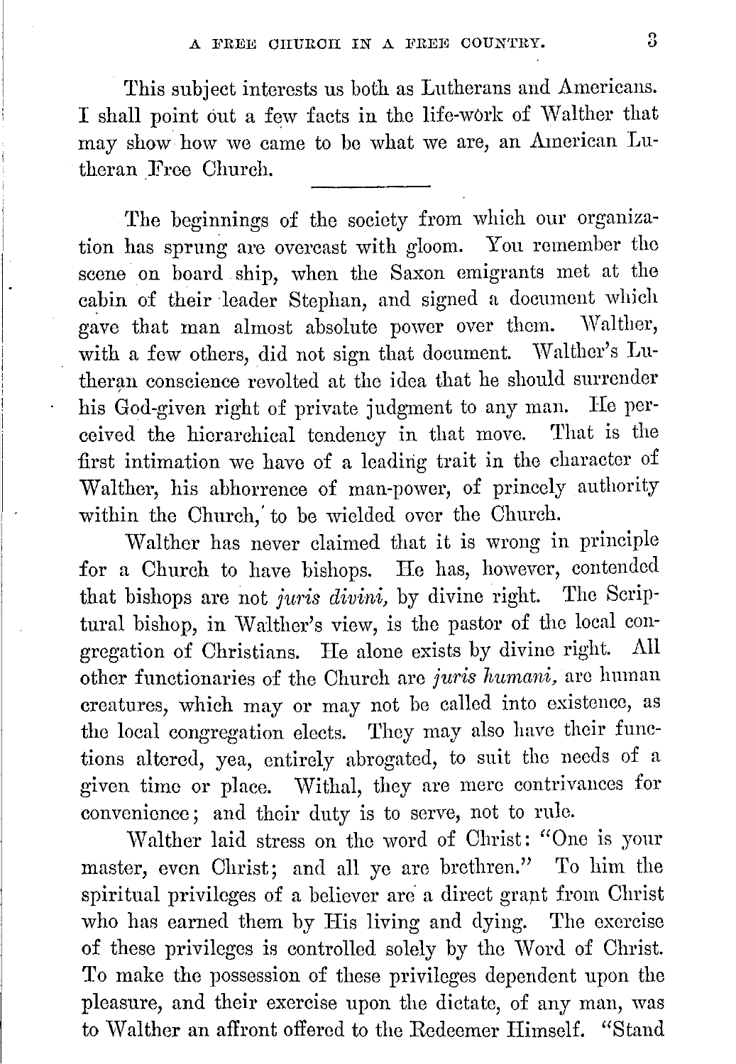This subject interests us both as Lutherans and Americans. I shall point out a few facts in the life-work of Walther that may show how we came to be what we are, an American Lutheran Free Church.

---

The beginnings of the society from which our organization has sprung are overcast with gloom. You remember the scene on board ship, when the Saxon emigrants met at the cabin of their leader Stephan, and signed a document which gave that man almost absolute power over them. Walther, with a few others, did not sign that document. Walther's Lutheran conscience revolted at the idea that he should surrender his God-given right of private judgment to any man. He perceived the hierarchical tendency in that move. That is the first intimation we have of a leading trait in the character of Walther, his abhorrence of man-power, of princely authority within the Church, to be wielded over the Church.

Walther has never claimed that it is wrong in principle for a Church to have bishops. He has, however, contended that bishops are not *juris divini,* by divine right. The Scriptural bishop, in Walther's view, is the pastor of the local congregation of Christians. He alone exists by divine right. All other functionaries of the Church are *juris humani,* are human creatures, which may or may not be called into existence, as the local congregation elects. They may also have their functions altered, yea, entirely abrogated, to suit the needs of a given time or place. Withal, they are mere contrivances for convenience; and their duty is to serve, not to rule.

Walther laid stress on the word of Christ: "One is your master, even Christ; and all ye are brethren." To him the spiritual privileges of a believer are a direct grant from Christ who has earned them by His living and dying. The exercise of these privileges is controlled solely by the Word of Christ. To make the possession of these privileges dependent upon the pleasure, and their exercise upon the dictate, of any man, was to Walther an affront offered to the Redeemer Himself. "Stand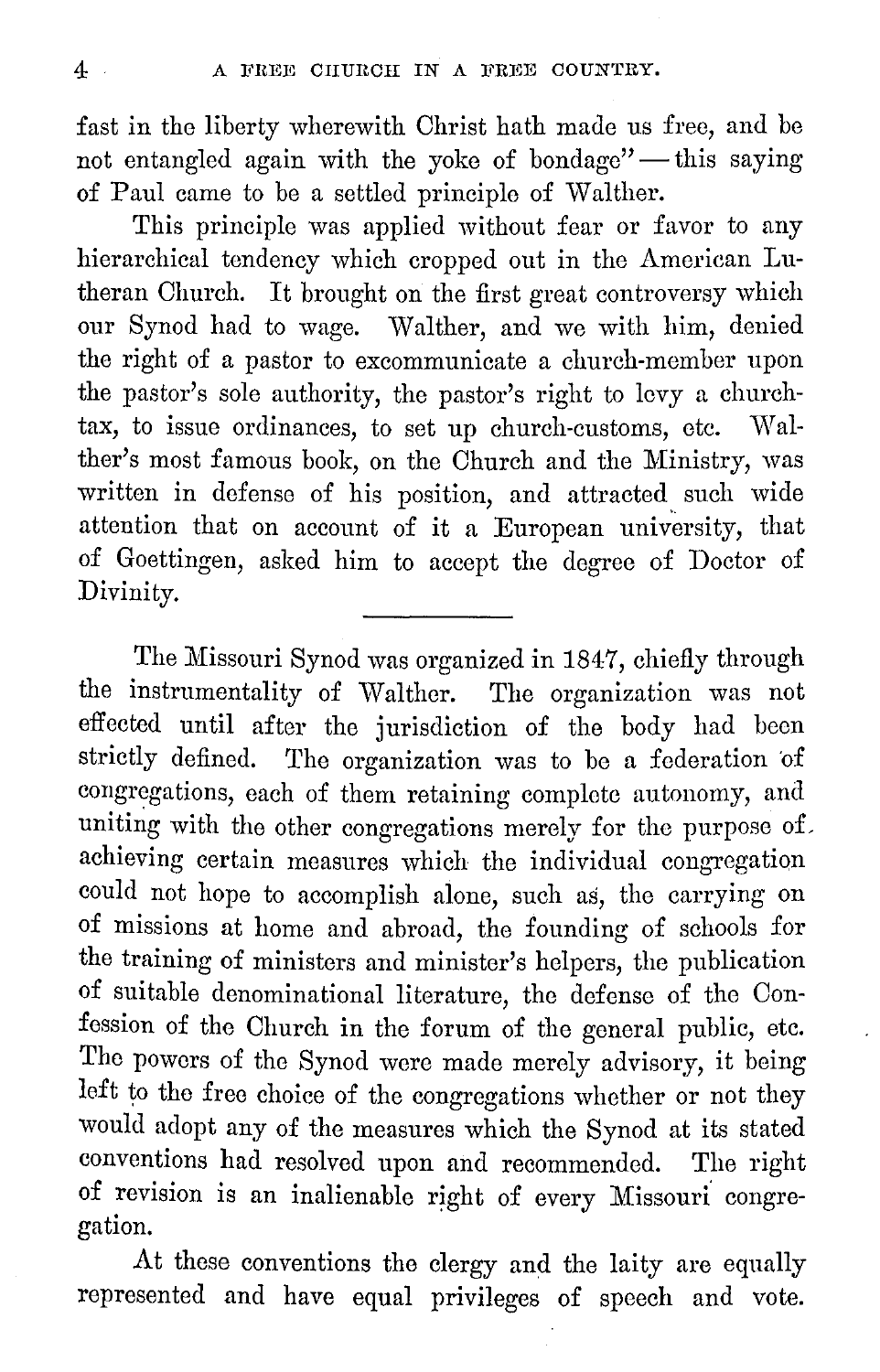fast in the liberty wherewith Christ hath made us free, and be not entangled again with the yoke of bondage" — this saying of Paul came to be a settled principle of Walther.

This principle was applied without fear or favor to any hierarchical tendency which cropped out in the American Lutheran Church. It brought on the first great controversy which our Synod had to wage. Walther, and we with him, denied the right of a pastor to excommunicate a church-member upon the pastor's sole authority, the pastor's right to levy a church-tax, to issue ordinances, to set up church-customs, etc. Walther's most famous book, on the Church and the Ministry, was written in defense of his position, and attracted such wide attention that on account of it a European university, that of Goettingen, asked him to accept the degree of Doctor of Divinity.

---

The Missouri Synod was organized in 1847, chiefly through the instrumentality of Walther. The organization was not effected until after the jurisdiction of the body had been strictly defined. The organization was to be a federation of congregations, each of them retaining complete autonomy, and uniting with the other congregations merely for the purpose of achieving certain measures which the individual congregation could not hope to accomplish alone, such as, the carrying on of missions at home and abroad, the founding of schools for the training of ministers and minister's helpers, the publication of suitable denominational literature, the defense of the Confession of the Church in the forum of the general public, etc. The powers of the Synod were made merely advisory, it being left to the free choice of the congregations whether or not they would adopt any of the measures which the Synod at its stated conventions had resolved upon and recommended. The right of revision is an inalienable right of every Missouri congregation.

At these conventions the clergy and the laity are equally represented and have equal privileges of speech and vote.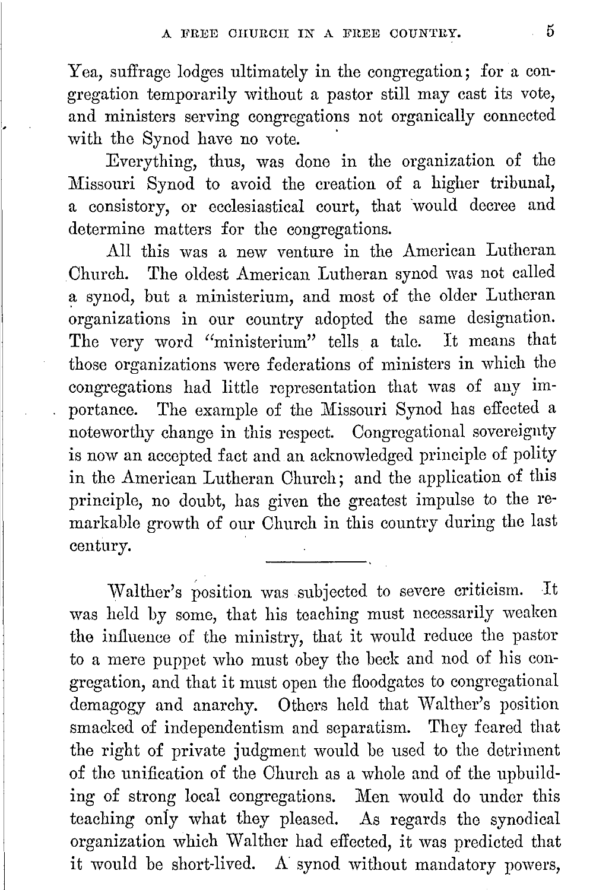Yea, suffrage lodges ultimately in the congregation; for a congregation temporarily without a pastor still may cast its vote, and ministers serving congregations not organically connected with the Synod have no vote.

Everything, thus, was done in the organization of the Missouri Synod to avoid the creation of a higher tribunal, a consistory, or ecclesiastical court, that would decree and determine matters for the congregations.

All this was a new venture in the American Lutheran Church. The oldest American Lutheran synod was not called a synod, but a ministerium, and most of the older Lutheran organizations in our country adopted the same designation. The very word "ministerium" tells a tale. It means that those organizations were federations of ministers in which the congregations had little representation that was of any importance. The example of the Missouri Synod has effected a noteworthy change in this respect. Congregational sovereignty is now an accepted fact and an acknowledged principle of polity in the American Lutheran Church; and the application of this principle, no doubt, has given the greatest impulse to the remarkable growth of our Church in this country during the last century.

---

Walther's position was subjected to severe criticism. It was held by some, that his teaching must necessarily weaken the influence of the ministry, that it would reduce the pastor to a mere puppet who must obey the beck and nod of his congregation, and that it must open the floodgates to congregational demagogy and anarchy. Others held that Walther's position smacked of independentism and separatism. They feared that the right of private judgment would be used to the detriment of the unification of the Church as a whole and of the upbuilding of strong local congregations. Men would do under this teaching only what they pleased. As regards the synodical organization which Walther had effected, it was predicted that it would be short-lived. A synod without mandatory powers,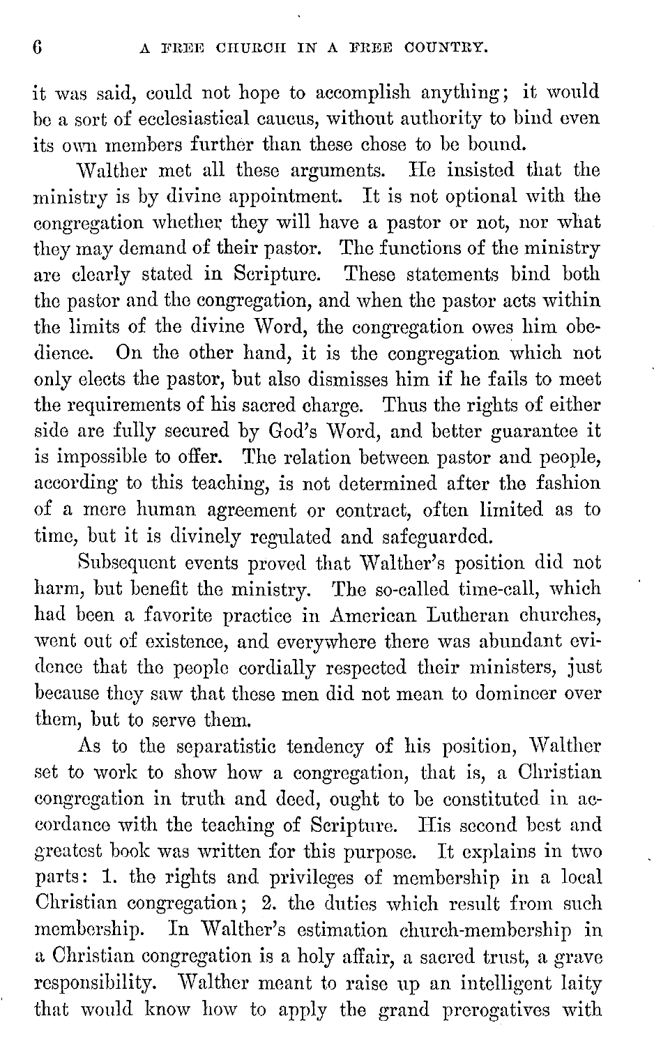it was said, could not hope to accomplish anything; it would be a sort of ecclesiastical caucus, without authority to bind even its own members further than these chose to be bound.

Walther met all these arguments. He insisted that the ministry is by divine appointment. It is not optional with the congregation whether they will have a pastor or not, nor what they may demand of their pastor. The functions of the ministry are clearly stated in Scripture. These statements bind both the pastor and the congregation, and when the pastor acts within the limits of the divine Word, the congregation owes him obedience. On the other hand, it is the congregation which not only elects the pastor, but also dismisses him if he fails to meet the requirements of his sacred charge. Thus the rights of either side are fully secured by God's Word, and better guarantee it is impossible to offer. The relation between pastor and people, according to this teaching, is not determined after the fashion of a mere human agreement or contract, often limited as to time, but it is divinely regulated and safeguarded.

Subsequent events proved that Walther's position did not harm, but benefit the ministry. The so-called time-call, which had been a favorite practice in American Lutheran churches, went out of existence, and everywhere there was abundant evidence that the people cordially respected their ministers, just because they saw that these men did not mean to domineer over them, but to serve them.

As to the separatistic tendency of his position, Walther set to work to show how a congregation, that is, a Christian congregation in truth and deed, ought to be constituted in accordance with the teaching of Scripture. His second best and greatest book was written for this purpose. It explains in two parts: 1. the rights and privileges of membership in a local Christian congregation; 2. the duties which result from such membership. In Walther's estimation church-membership in a Christian congregation is a holy affair, a sacred trust, a grave responsibility. Walther meant to raise up an intelligent laity that would know how to apply the grand prerogatives with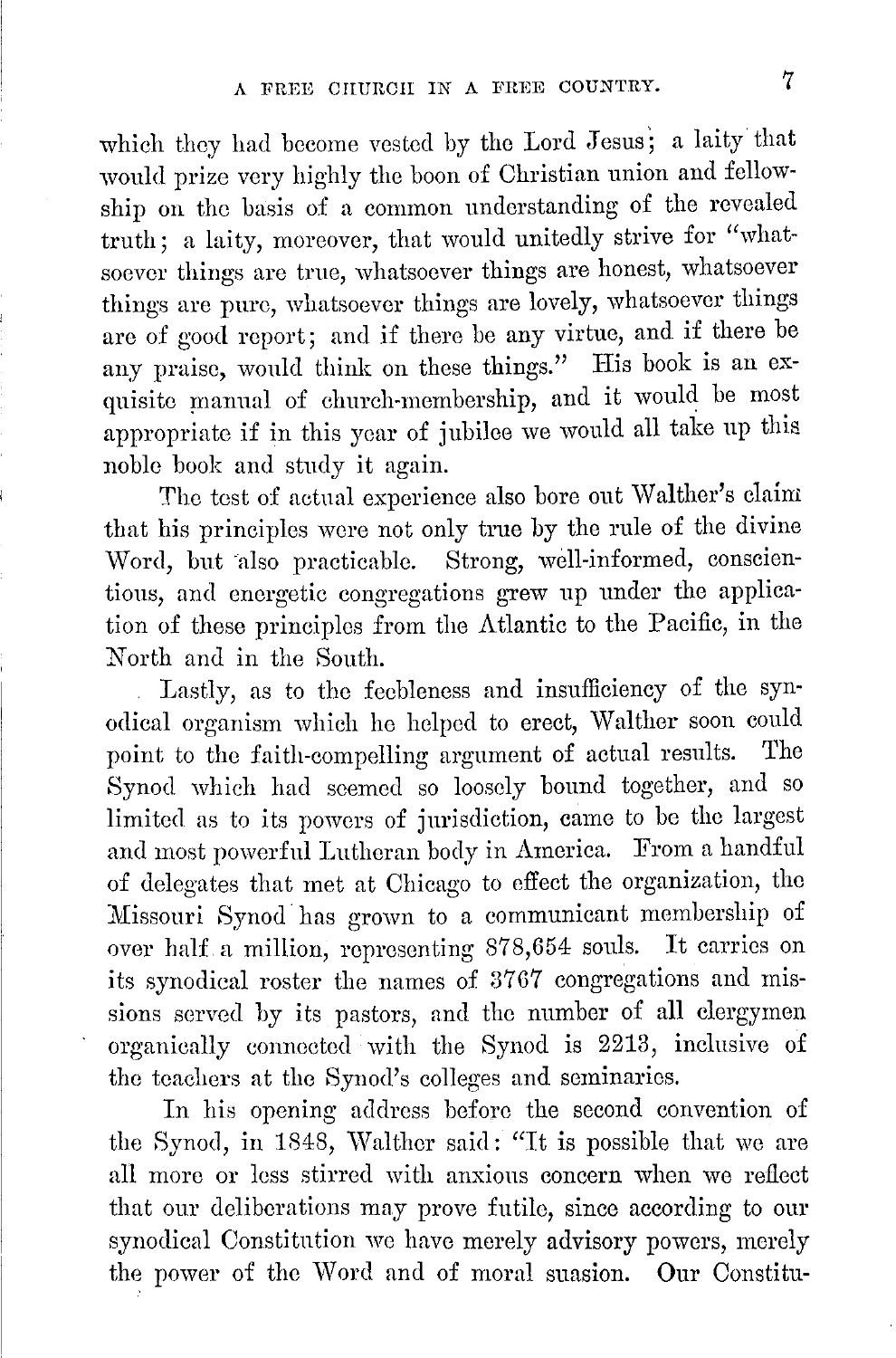which they had become vested by the Lord Jesus; a laity that would prize very highly the boon of Christian union and fellowship on the basis of a common understanding of the revealed truth; a laity, moreover, that would unitedly strive for "whatsoever things are true, whatsoever things are honest, whatsoever things are pure, whatsoever things are lovely, whatsoever things are of good report; and if there be any virtue, and if there be any praise, would think on these things." His book is an exquisite manual of church-membership, and it would be most appropriate if in this year of jubilee we would all take up this noble book and study it again.

The test of actual experience also bore out Walther's claim that his principles were not only true by the rule of the divine Word, but also practicable. Strong, well-informed, conscientious, and energetic congregations grew up under the application of these principles from the Atlantic to the Pacific, in the North and in the South.

Lastly, as to the feebleness and insufficiency of the synodical organism which he helped to erect, Walther soon could point to the faith-compelling argument of actual results. The Synod which had seemed so loosely bound together, and so limited as to its powers of jurisdiction, came to be the largest and most powerful Lutheran body in America. From a handful of delegates that met at Chicago to effect the organization, the Missouri Synod has grown to a communicant membership of over half a million, representing 878,654 souls. It carries on its synodical roster the names of 3767 congregations and missions served by its pastors, and the number of all clergymen organically connected with the Synod is 2213, inclusive of the teachers at the Synod's colleges and seminaries.

In his opening address before the second convention of the Synod, in 1848, Walther said: "It is possible that we are all more or less stirred with anxious concern when we reflect that our deliberations may prove futile, since according to our synodical Constitution we have merely advisory powers, merely the power of the Word and of moral suasion. Our Constitu-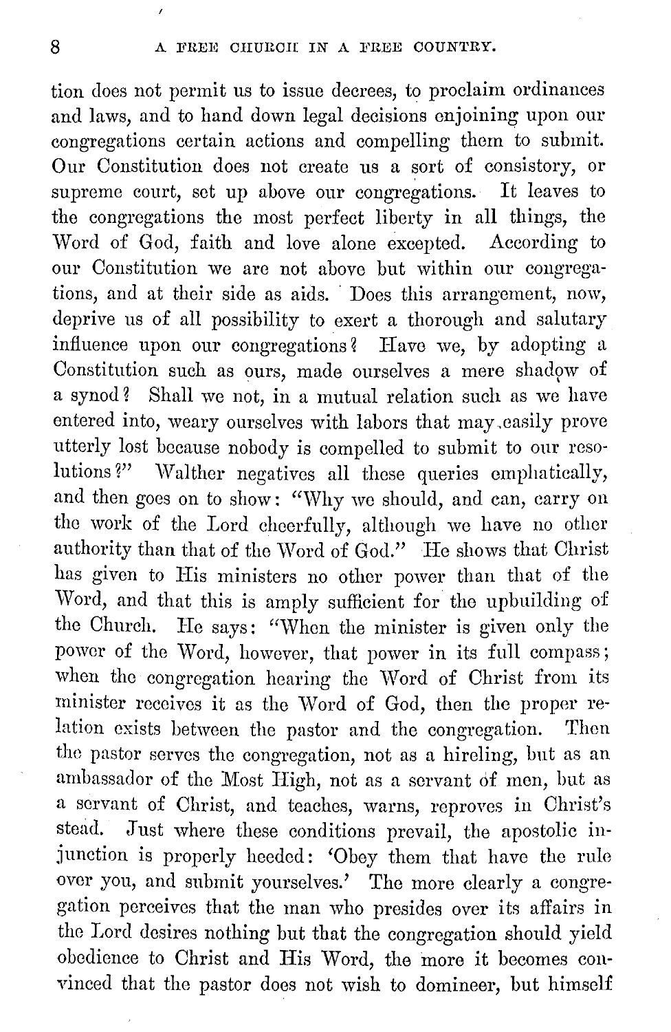tion does not permit us to issue decrees, to proclaim ordinances and laws, and to hand down legal decisions enjoining upon our congregations certain actions and compelling them to submit. Our Constitution does not create us a sort of consistory, or supreme court, set up above our congregations. It leaves to the congregations the most perfect liberty in all things, the Word of God, faith and love alone excepted. According to our Constitution we are not above but within our congregations, and at their side as aids. Does this arrangement, now, deprive us of all possibility to exert a thorough and salutary influence upon our congregations? Have we, by adopting a Constitution such as ours, made ourselves a mere shadow of a synod? Shall we not, in a mutual relation such as we have entered into, weary ourselves with labors that may easily prove utterly lost because nobody is compelled to submit to our resolutions?" Walther negatives all these queries emphatically, and then goes on to show: "Why we should, and can, carry on the work of the Lord cheerfully, although we have no other authority than that of the Word of God." He shows that Christ has given to His ministers no other power than that of the Word, and that this is amply sufficient for the upbuilding of the Church. He says: "When the minister is given only the power of the Word, however, that power in its full compass; when the congregation hearing the Word of Christ from its minister receives it as the Word of God, then the proper relation exists between the pastor and the congregation. Then the pastor serves the congregation, not as a hireling, but as an ambassador of the Most High, not as a servant of men, but as a servant of Christ, and teaches, warns, reproves in Christ's stead. Just where these conditions prevail, the apostolic injunction is properly heeded: 'Obey them that have the rule over you, and submit yourselves.' The more clearly a congregation perceives that the man who presides over its affairs in the Lord desires nothing but that the congregation should yield obedience to Christ and His Word, the more it becomes convinced that the pastor does not wish to domineer, but himself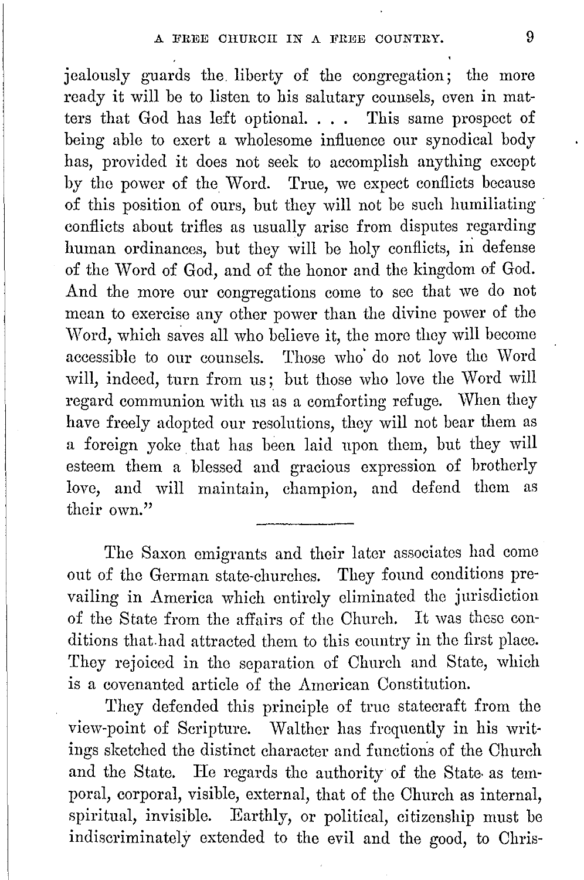jealously guards the liberty of the congregation; the more ready it will be to listen to his salutary counsels, even in matters that God has left optional. . . . This same prospect of being able to exert a wholesome influence our synodical body has, provided it does not seek to accomplish anything except by the power of the Word. True, we expect conflicts because of this position of ours, but they will not be such humiliating conflicts about trifles as usually arise from disputes regarding human ordinances, but they will be holy conflicts, in defense of the Word of God, and of the honor and the kingdom of God. And the more our congregations come to see that we do not mean to exercise any other power than the divine power of the Word, which saves all who believe it, the more they will become accessible to our counsels. Those who do not love the Word will, indeed, turn from us; but those who love the Word will regard communion with us as a comforting refuge. When they have freely adopted our resolutions, they will not bear them as a foreign yoke that has been laid upon them, but they will esteem them a blessed and gracious expression of brotherly love, and will maintain, champion, and defend them as their own."

---

The Saxon emigrants and their later associates had come out of the German state-churches. They found conditions prevailing in America which entirely eliminated the jurisdiction of the State from the affairs of the Church. It was these conditions that had attracted them to this country in the first place. They rejoiced in the separation of Church and State, which is a covenanted article of the American Constitution.

They defended this principle of true statecraft from the view-point of Scripture. Walther has frequently in his writings sketched the distinct character and functions of the Church and the State. He regards the authority of the State as temporal, corporal, visible, external, that of the Church as internal, spiritual, invisible. Earthly, or political, citizenship must be indiscriminately extended to the evil and the good, to Chris-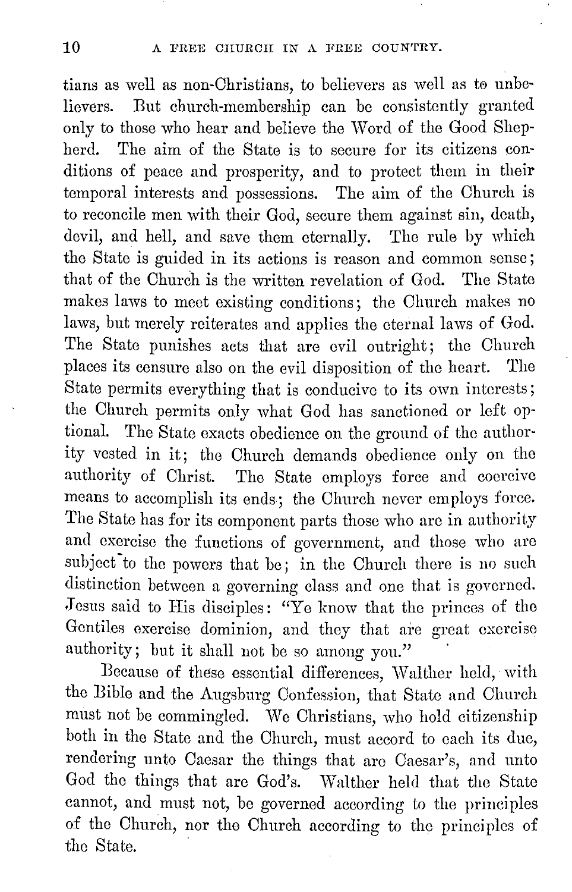tians as well as non-Christians, to believers as well as to unbelievers. But church-membership can be consistently granted only to those who hear and believe the Word of the Good Shepherd. The aim of the State is to secure for its citizens conditions of peace and prosperity, and to protect them in their temporal interests and possessions. The aim of the Church is to reconcile men with their God, secure them against sin, death, devil, and hell, and save them eternally. The rule by which the State is guided in its actions is reason and common sense; that of the Church is the written revelation of God. The State makes laws to meet existing conditions; the Church makes no laws, but merely reiterates and applies the eternal laws of God. The State punishes acts that are evil outright; the Church places its censure also on the evil disposition of the heart. The State permits everything that is conducive to its own interests; the Church permits only what God has sanctioned or left optional. The State exacts obedience on the ground of the authority vested in it; the Church demands obedience only on the authority of Christ. The State employs force and coercive means to accomplish its ends; the Church never employs force. The State has for its component parts those who are in authority and exercise the functions of government, and those who are subject to the powers that be; in the Church there is no such distinction between a governing class and one that is governed. Jesus said to His disciples: "Ye know that the princes of the Gentiles exercise dominion, and they that are great exercise authority; but it shall not be so among you."

Because of these essential differences, Walther held, with the Bible and the Augsburg Confession, that State and Church must not be commingled. We Christians, who hold citizenship both in the State and the Church, must accord to each its due, rendering unto Caesar the things that are Caesar's, and unto God the things that are God's. Walther held that the State cannot, and must not, be governed according to the principles of the Church, nor the Church according to the principles of the State.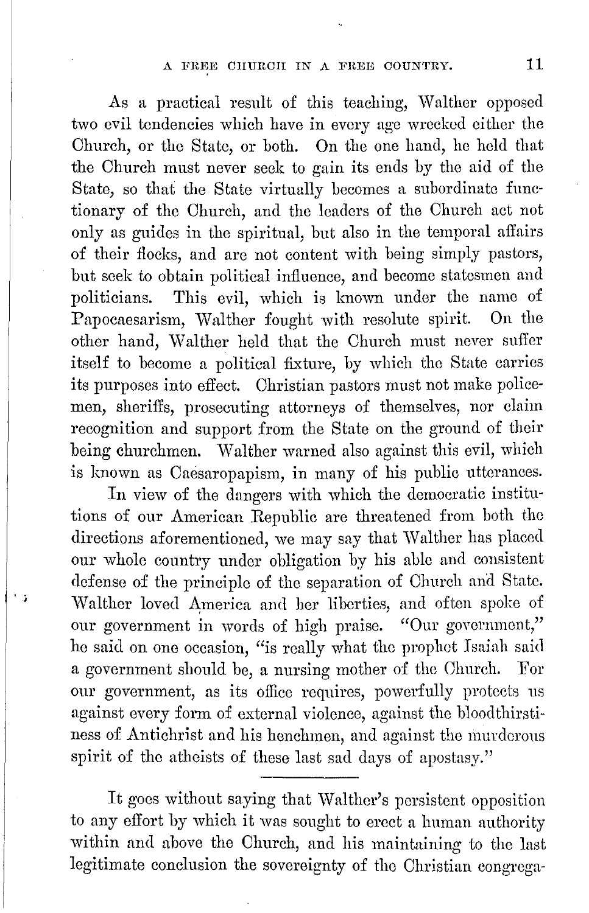As a practical result of this teaching, Walther opposed two evil tendencies which have in every age wrecked either the Church, or the State, or both. On the one hand, he held that the Church must never seek to gain its ends by the aid of the State, so that the State virtually becomes a subordinate functionary of the Church, and the leaders of the Church act not only as guides in the spiritual, but also in the temporal affairs of their flocks, and are not content with being simply pastors, but seek to obtain political influence, and become statesmen and politicians. This evil, which is known under the name of Papocaesarism, Walther fought with resolute spirit. On the other hand, Walther held that the Church must never suffer itself to become a political fixture, by which the State carries its purposes into effect. Christian pastors must not make policemen, sheriffs, prosecuting attorneys of themselves, nor claim recognition and support from the State on the ground of their being churchmen. Walther warned also against this evil, which is known as Caesaropapism, in many of his public utterances.

In view of the dangers with which the democratic institutions of our American Republic are threatened from both the directions aforementioned, we may say that Walther has placed our whole country under obligation by his able and consistent defense of the principle of the separation of Church and State. Walther loved America and her liberties, and often spoke of our government in words of high praise. "Our government," he said on one occasion, "is really what the prophet Isaiah said a government should be, a nursing mother of the Church. For our government, as its office requires, powerfully protects us against every form of external violence, against the bloodthirstiness of Antichrist and his henchmen, and against the murderous spirit of the atheists of these last sad days of apostasy."

---

It goes without saying that Walther's persistent opposition to any effort by which it was sought to erect a human authority within and above the Church, and his maintaining to the last legitimate conclusion the sovereignty of the Christian congrega-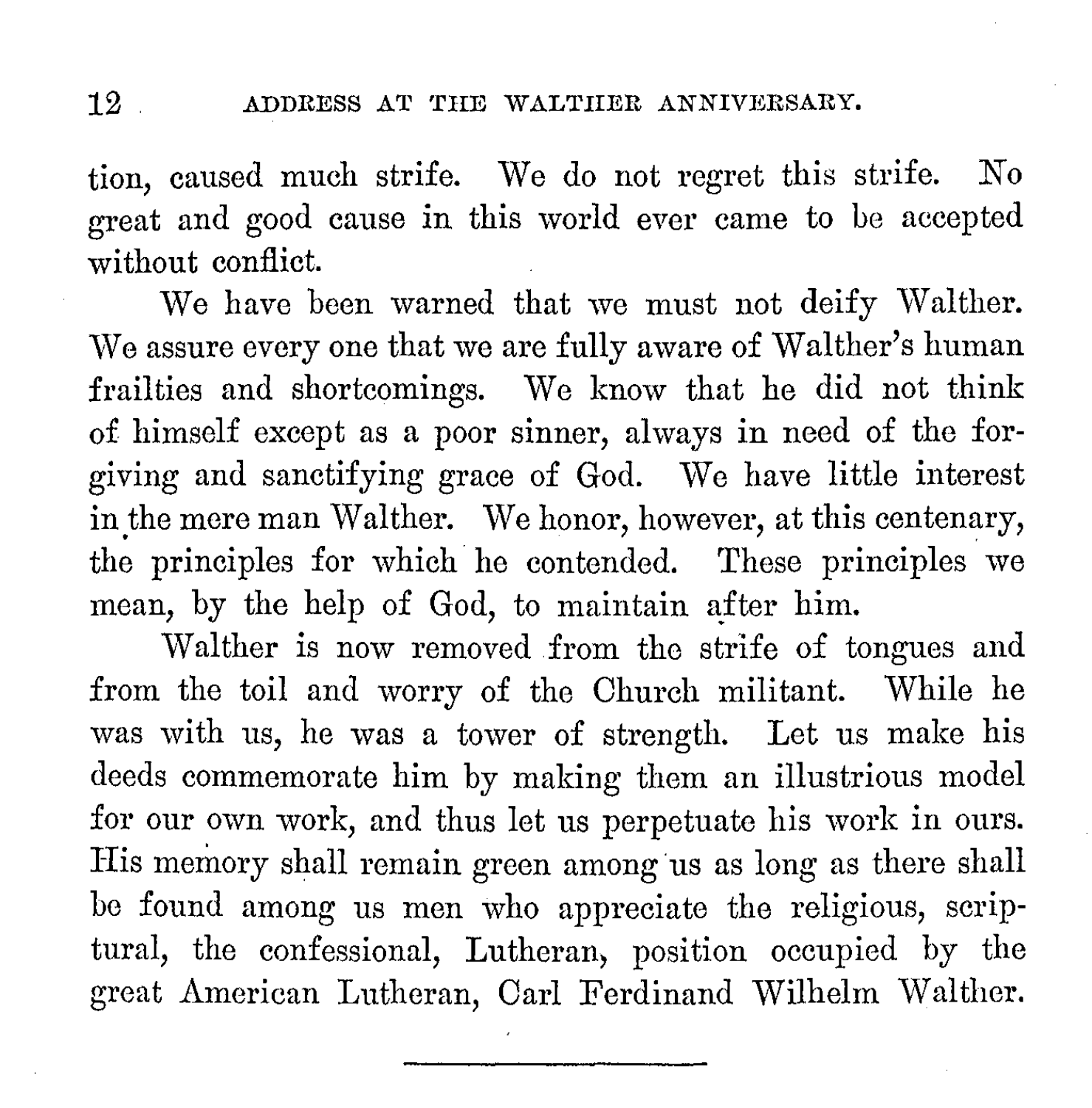tion, caused much strife. We do not regret this strife. No great and good cause in this world ever came to be accepted without conflict.

We have been warned that we must not deify Walther. We assure every one that we are fully aware of Walther's human frailties and shortcomings. We know that he did not think of himself except as a poor sinner, always in need of the forgiving and sanctifying grace of God. We have little interest in the mere man Walther. We honor, however, at this centenary, the principles for which he contended. These principles we mean, by the help of God, to maintain after him.

Walther is now removed from the strife of tongues and from the toil and worry of the Church militant. While he was with us, he was a tower of strength. Let us make his deeds commemorate him by making them an illustrious model for our own work, and thus let us perpetuate his work in ours. His memory shall remain green among us as long as there shall be found among us men who appreciate the religious, scriptural, the confessional, Lutheran, position occupied by the great American Lutheran, Carl Ferdinand Wilhelm Walther.

---